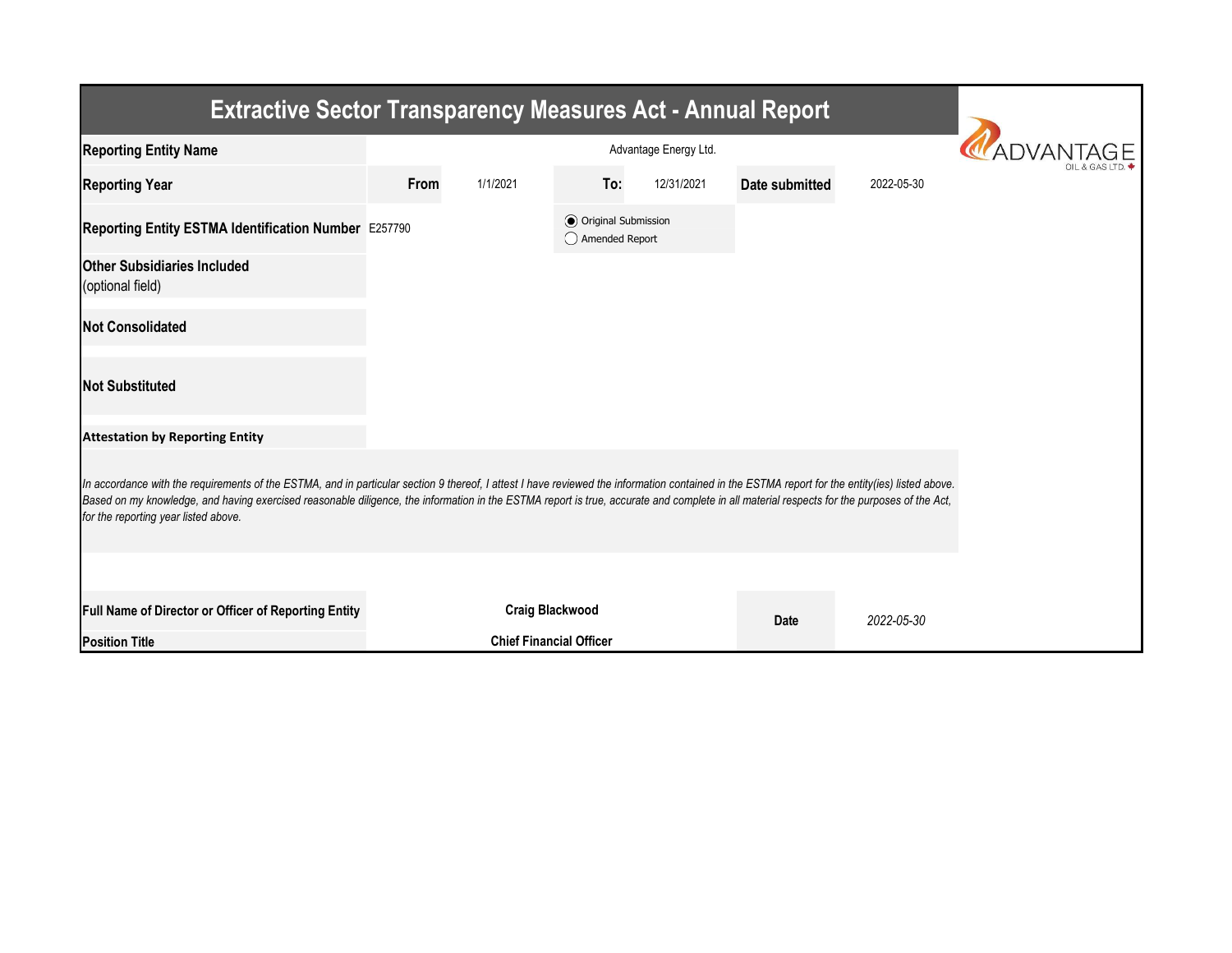# Extractive Sector Transparency Measures Act - Annual Report

| | | | | | | |
|---|---|---|---|---|---|---|
| **Reporting Entity Name** | Advantage Energy Ltd. | | | | | |
| **Reporting Year** | **From** | 1/1/2021 | **To:** | 12/31/2021 | **Date submitted** | 2022-05-30 |
| **Reporting Entity ESTMA Identification Number** | E257790 | | ◉ Original Submission<br>◯ Amended Report | | | |
| **Other Subsidiaries Included** (optional field) | | | | | | |
| **Not Consolidated** | | | | | | |
| **Not Substituted** | | | | | | |

**Attestation by Reporting Entity**

*In accordance with the requirements of the ESTMA, and in particular section 9 thereof, I attest I have reviewed the information contained in the ESTMA report for the entity(ies) listed above. Based on my knowledge, and having exercised reasonable diligence, the information in the ESTMA report is true, accurate and complete in all material respects for the purposes of the Act, for the reporting year listed above.*

| | | | |
|---|---|---|---|
| **Full Name of Director or Officer of Reporting Entity** | **Craig Blackwood** | **Date** | *2022-05-30* |
| **Position Title** | **Chief Financial Officer** | | |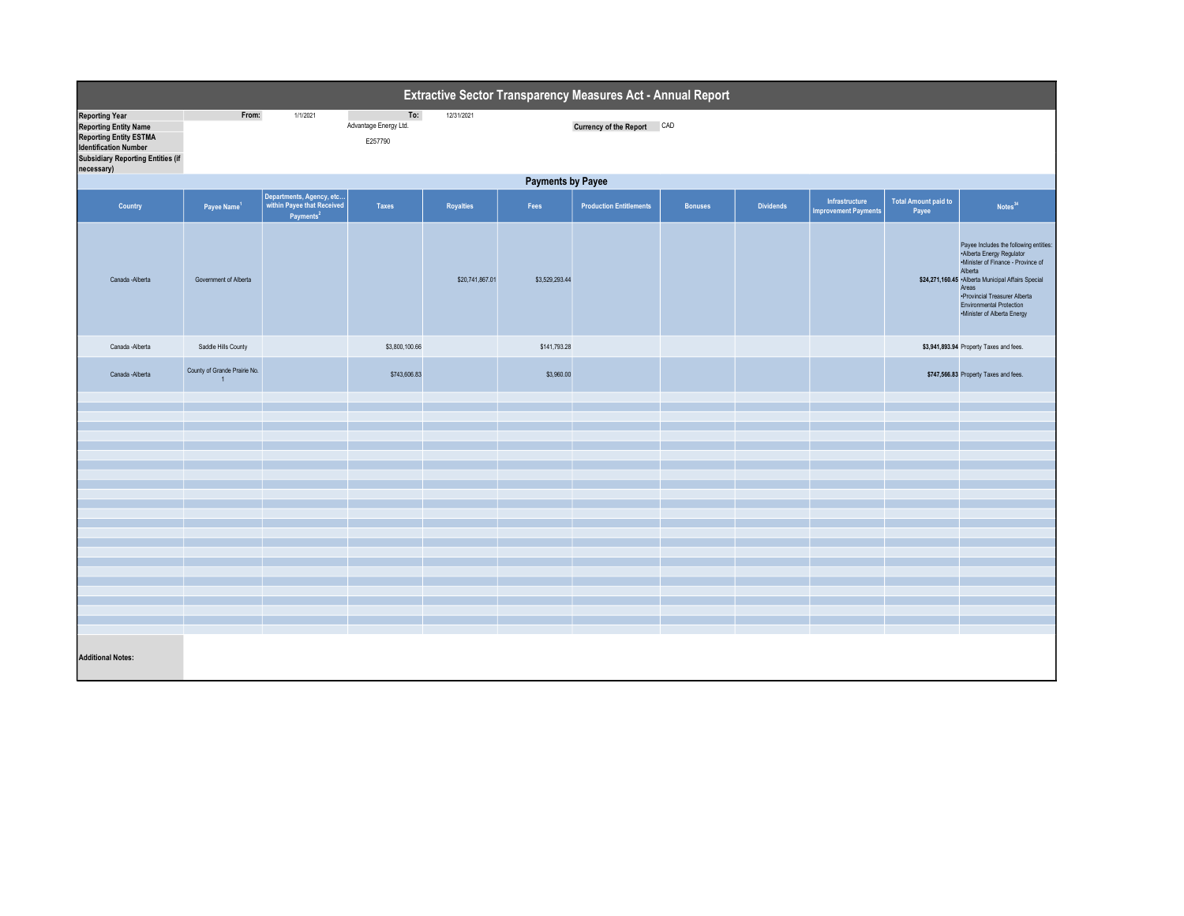# Extractive Sector Transparency Measures Act - Annual Report

| | | | |
|---|---|---|---|
| **Reporting Year** | From: 1/1/2021 | To: 12/31/2021 | |
| **Reporting Entity Name** | Advantage Energy Ltd. | | **Currency of the Report** CAD |
| **Reporting Entity ESTMA Identification Number** | E257790 | | |
| **Subsidiary Reporting Entities (if necessary)** | | | |

## Payments by Payee

| Country | Payee Name[1] | Departments, Agency, etc… within Payee that Received Payments[2] | Taxes | Royalties | Fees | Production Entitlements | Bonuses | Dividends | Infrastructure Improvement Payments | Total Amount paid to Payee | Notes[34] |
|---|---|---|---|---|---|---|---|---|---|---|---|
| Canada -Alberta | Government of Alberta | | | $20,741,867.01 | $3,529,293.44 | | | | | **$24,271,160.45** | Payee Includes the following entities: •Alberta Energy Regulator •Minister of Finance - Province of Alberta •Alberta Municipal Affairs Special Areas •Provincial Treasurer Alberta Environmental Protection •Minister of Alberta Energy |
| Canada -Alberta | Saddle Hills County | | $3,800,100.66 | | $141,793.28 | | | | | **$3,941,893.94** | Property Taxes and fees. |
| Canada -Alberta | County of Grande Prairie No. 1 | | $743,606.83 | | $3,960.00 | | | | | **$747,566.83** | Property Taxes and fees. |

**Additional Notes:**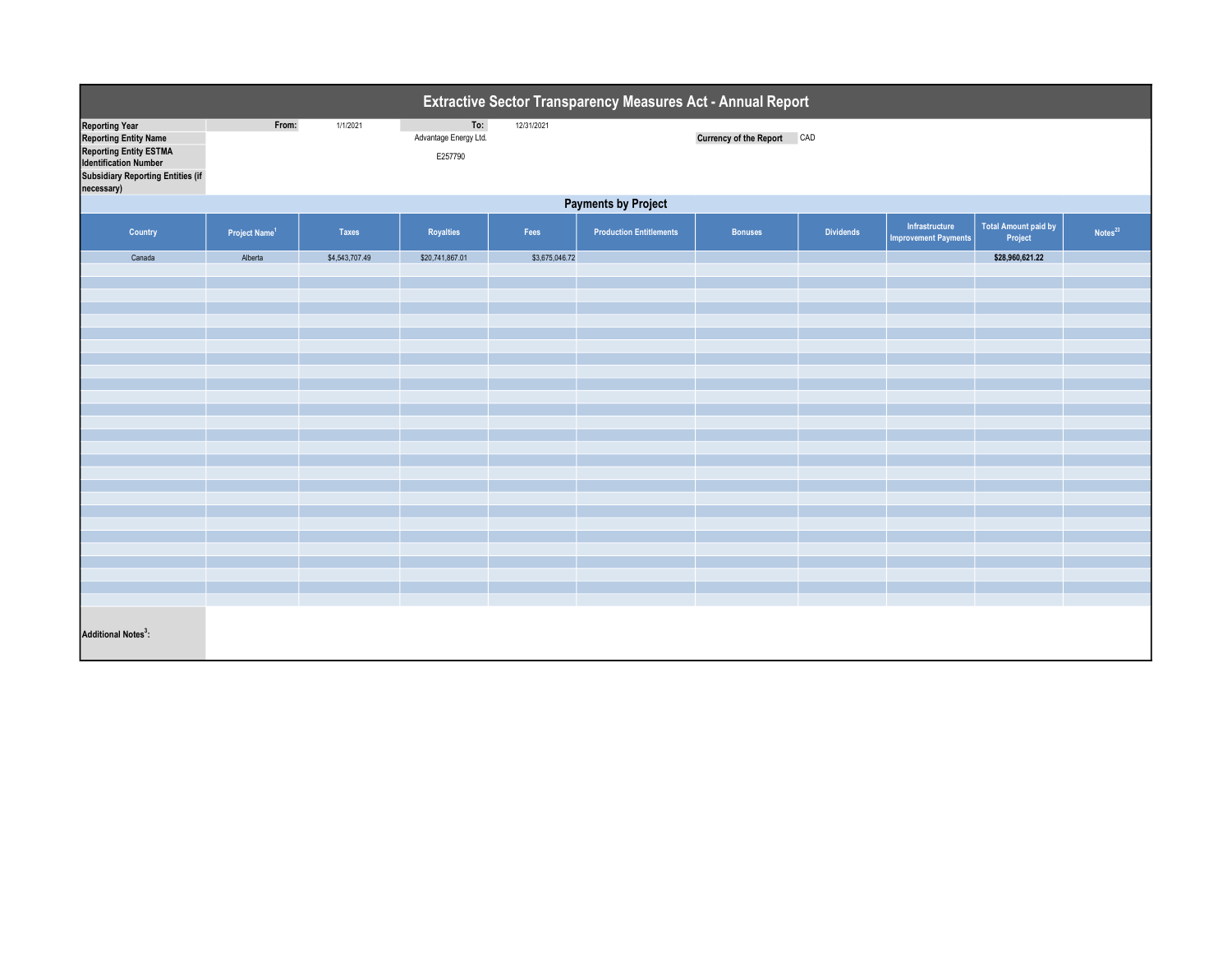# Extractive Sector Transparency Measures Act - Annual Report

| | | | | |
|---|---|---|---|---|
| **Reporting Year** | **From:** | 1/1/2021 | **To:** | 12/31/2021 |
| **Reporting Entity Name** | | Advantage Energy Ltd. | **Currency of the Report** | CAD |
| **Reporting Entity ESTMA Identification Number** | | E257790 | | |
| **Subsidiary Reporting Entities (if necessary)** | | | | |

## Payments by Project

| Country | Project Name[1] | Taxes | Royalties | Fees | Production Entitlements | Bonuses | Dividends | Infrastructure Improvement Payments | Total Amount paid by Project | Notes[23] |
|---|---|---|---|---|---|---|---|---|---|---|
| Canada | Alberta | $4,543,707.49 | $20,741,867.01 | $3,675,046.72 | | | | | **$28,960,621.22** | |

**Additional Notes[3]:**